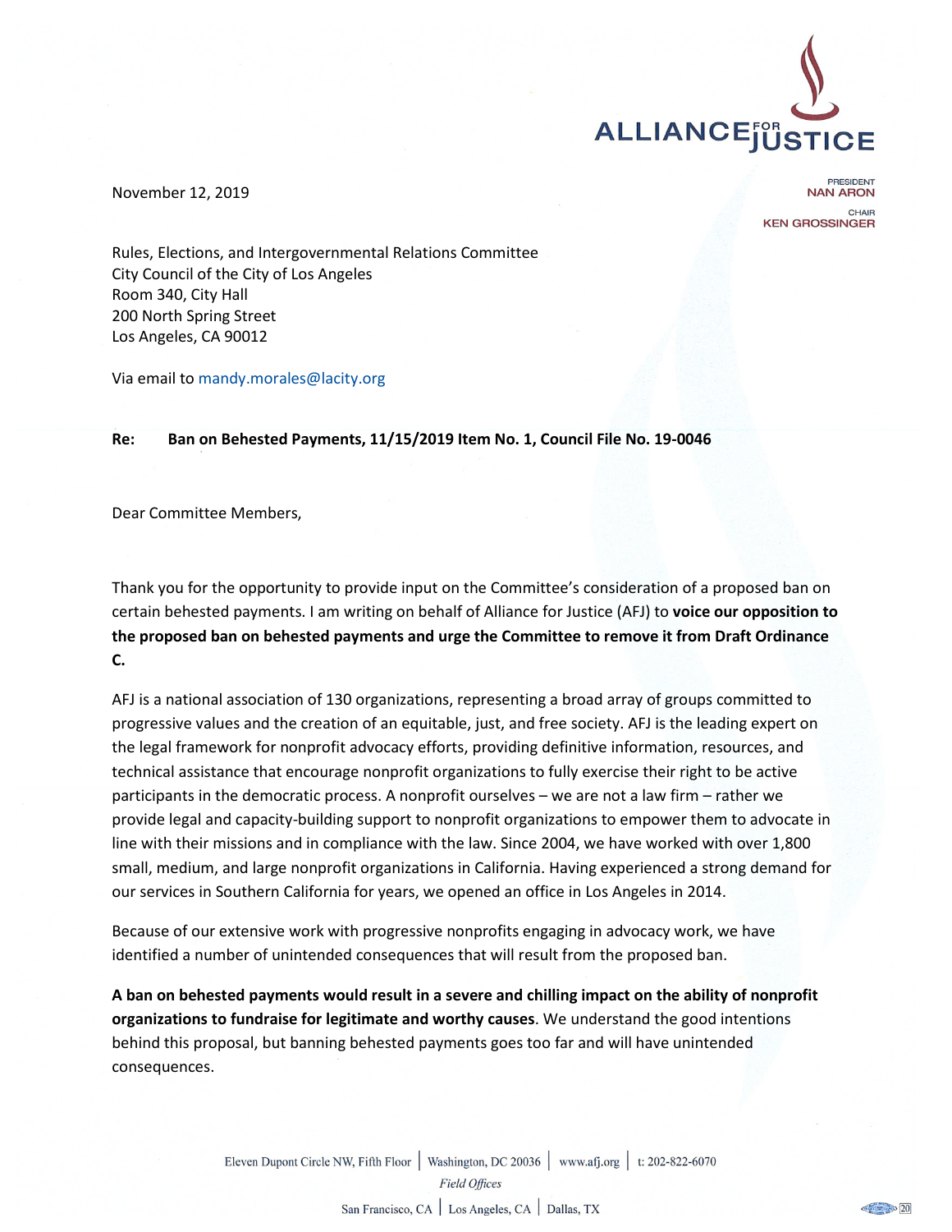ALLIANCE FOR JUSTICE

PRESIDENT
NAN ARON

CHAIR
KEN GROSSINGER

November 12, 2019

Rules, Elections, and Intergovernmental Relations Committee
City Council of the City of Los Angeles
Room 340, City Hall
200 North Spring Street
Los Angeles, CA 90012

Via email to mandy.morales@lacity.org

**Re: Ban on Behested Payments, 11/15/2019 Item No. 1, Council File No. 19-0046**

Dear Committee Members,

Thank you for the opportunity to provide input on the Committee's consideration of a proposed ban on certain behested payments. I am writing on behalf of Alliance for Justice (AFJ) to **voice our opposition to the proposed ban on behested payments and urge the Committee to remove it from Draft Ordinance C.**

AFJ is a national association of 130 organizations, representing a broad array of groups committed to progressive values and the creation of an equitable, just, and free society. AFJ is the leading expert on the legal framework for nonprofit advocacy efforts, providing definitive information, resources, and technical assistance that encourage nonprofit organizations to fully exercise their right to be active participants in the democratic process. A nonprofit ourselves – we are not a law firm – rather we provide legal and capacity-building support to nonprofit organizations to empower them to advocate in line with their missions and in compliance with the law. Since 2004, we have worked with over 1,800 small, medium, and large nonprofit organizations in California. Having experienced a strong demand for our services in Southern California for years, we opened an office in Los Angeles in 2014.

Because of our extensive work with progressive nonprofits engaging in advocacy work, we have identified a number of unintended consequences that will result from the proposed ban.

**A ban on behested payments would result in a severe and chilling impact on the ability of nonprofit organizations to fundraise for legitimate and worthy causes**. We understand the good intentions behind this proposal, but banning behested payments goes too far and will have unintended consequences.

Eleven Dupont Circle NW, Fifth Floor | Washington, DC 20036 | www.afj.org | t: 202-822-6070

*Field Offices*

San Francisco, CA | Los Angeles, CA | Dallas, TX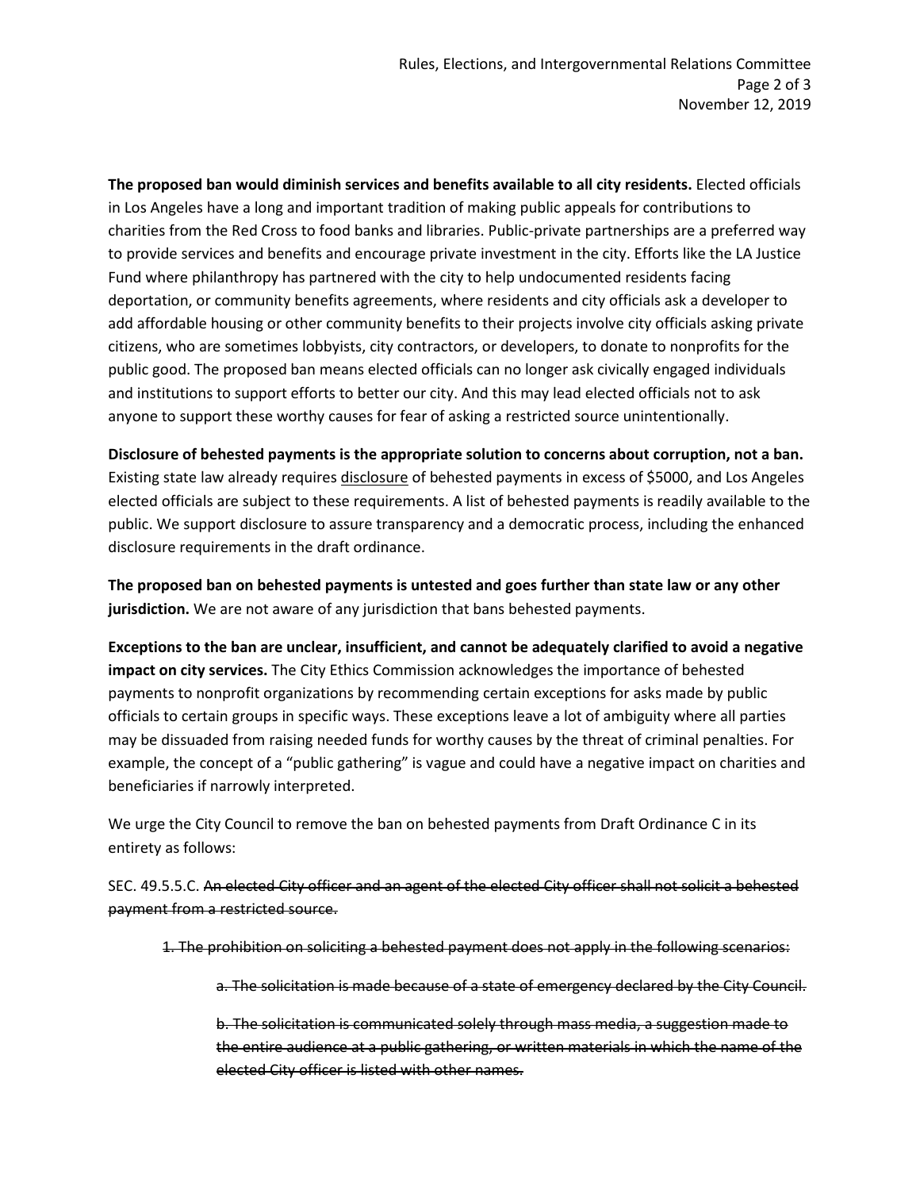**The proposed ban would diminish services and benefits available to all city residents.** Elected officials in Los Angeles have a long and important tradition of making public appeals for contributions to charities from the Red Cross to food banks and libraries. Public-private partnerships are a preferred way to provide services and benefits and encourage private investment in the city. Efforts like the LA Justice Fund where philanthropy has partnered with the city to help undocumented residents facing deportation, or community benefits agreements, where residents and city officials ask a developer to add affordable housing or other community benefits to their projects involve city officials asking private citizens, who are sometimes lobbyists, city contractors, or developers, to donate to nonprofits for the public good. The proposed ban means elected officials can no longer ask civically engaged individuals and institutions to support efforts to better our city. And this may lead elected officials not to ask anyone to support these worthy causes for fear of asking a restricted source unintentionally.

**Disclosure of behested payments is the appropriate solution to concerns about corruption, not a ban.** Existing state law already requires <u>disclosure</u> of behested payments in excess of $5000, and Los Angeles elected officials are subject to these requirements. A list of behested payments is readily available to the public. We support disclosure to assure transparency and a democratic process, including the enhanced disclosure requirements in the draft ordinance.

**The proposed ban on behested payments is untested and goes further than state law or any other jurisdiction.** We are not aware of any jurisdiction that bans behested payments.

**Exceptions to the ban are unclear, insufficient, and cannot be adequately clarified to avoid a negative impact on city services.** The City Ethics Commission acknowledges the importance of behested payments to nonprofit organizations by recommending certain exceptions for asks made by public officials to certain groups in specific ways. These exceptions leave a lot of ambiguity where all parties may be dissuaded from raising needed funds for worthy causes by the threat of criminal penalties. For example, the concept of a "public gathering" is vague and could have a negative impact on charities and beneficiaries if narrowly interpreted.

We urge the City Council to remove the ban on behested payments from Draft Ordinance C in its entirety as follows:

SEC. 49.5.5.C. ~~An elected City officer and an agent of the elected City officer shall not solicit a behested payment from a restricted source.~~

> ~~1. The prohibition on soliciting a behested payment does not apply in the following scenarios:~~
>
> > ~~a. The solicitation is made because of a state of emergency declared by the City Council.~~
> >
> > ~~b. The solicitation is communicated solely through mass media, a suggestion made to the entire audience at a public gathering, or written materials in which the name of the elected City officer is listed with other names.~~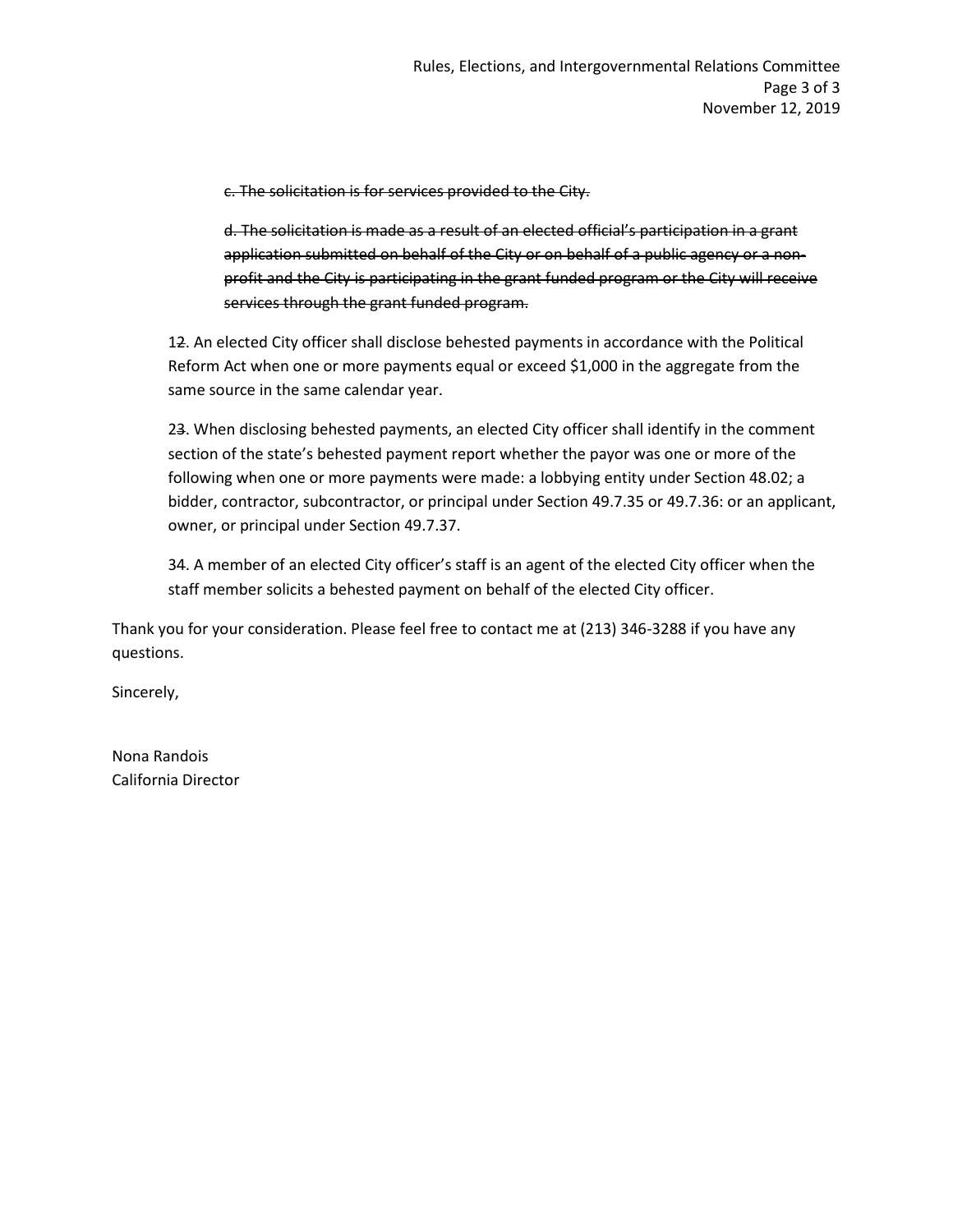~~c. The solicitation is for services provided to the City.~~

~~d. The solicitation is made as a result of an elected official's participation in a grant application submitted on behalf of the City or on behalf of a public agency or a non-profit and the City is participating in the grant funded program or the City will receive services through the grant funded program.~~

1~~2~~. An elected City officer shall disclose behested payments in accordance with the Political Reform Act when one or more payments equal or exceed $1,000 in the aggregate from the same source in the same calendar year.

2~~3~~. When disclosing behested payments, an elected City officer shall identify in the comment section of the state's behested payment report whether the payor was one or more of the following when one or more payments were made: a lobbying entity under Section 48.02; a bidder, contractor, subcontractor, or principal under Section 49.7.35 or 49.7.36: or an applicant, owner, or principal under Section 49.7.37.

3~~4~~. A member of an elected City officer's staff is an agent of the elected City officer when the staff member solicits a behested payment on behalf of the elected City officer.

Thank you for your consideration. Please feel free to contact me at (213) 346-3288 if you have any questions.

Sincerely,

Nona Randois
California Director